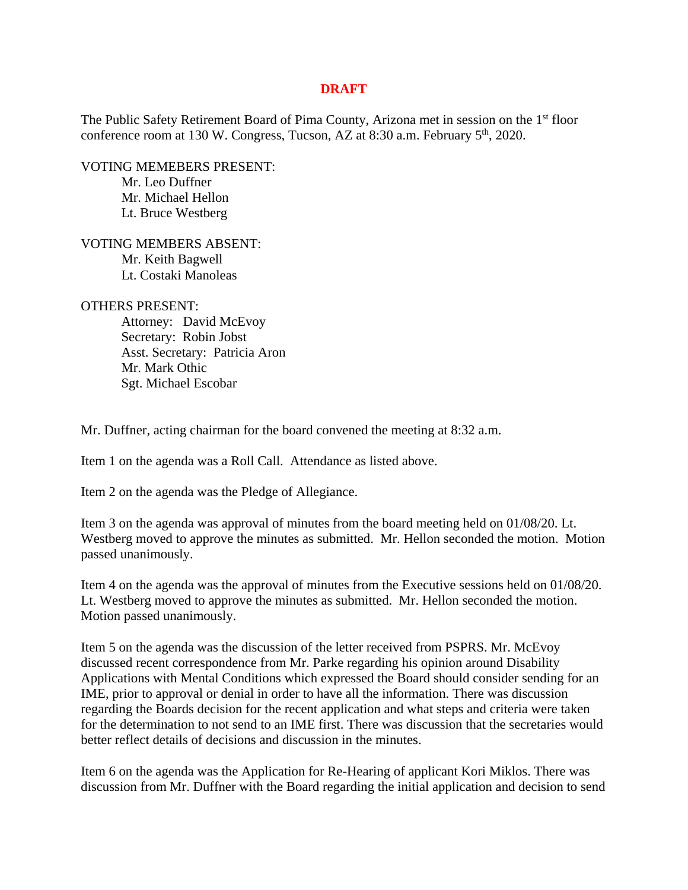**DRAFT**

The Public Safety Retirement Board of Pima County, Arizona met in session on the 1st floor conference room at 130 W. Congress, Tucson, AZ at 8:30 a.m. February 5th, 2020.

VOTING MEMEBERS PRESENT:

- Mr. Leo Duffner
- Mr. Michael Hellon
- Lt. Bruce Westberg

VOTING MEMBERS ABSENT:

- Mr. Keith Bagwell
- Lt. Costaki Manoleas

OTHERS PRESENT:

- Attorney: David McEvoy
- Secretary: Robin Jobst
- Asst. Secretary: Patricia Aron
- Mr. Mark Othic
- Sgt. Michael Escobar

Mr. Duffner, acting chairman for the board convened the meeting at 8:32 a.m.

Item 1 on the agenda was a Roll Call. Attendance as listed above.

Item 2 on the agenda was the Pledge of Allegiance.

Item 3 on the agenda was approval of minutes from the board meeting held on 01/08/20. Lt. Westberg moved to approve the minutes as submitted. Mr. Hellon seconded the motion. Motion passed unanimously.

Item 4 on the agenda was the approval of minutes from the Executive sessions held on 01/08/20. Lt. Westberg moved to approve the minutes as submitted. Mr. Hellon seconded the motion. Motion passed unanimously.

Item 5 on the agenda was the discussion of the letter received from PSPRS. Mr. McEvoy discussed recent correspondence from Mr. Parke regarding his opinion around Disability Applications with Mental Conditions which expressed the Board should consider sending for an IME, prior to approval or denial in order to have all the information. There was discussion regarding the Boards decision for the recent application and what steps and criteria were taken for the determination to not send to an IME first. There was discussion that the secretaries would better reflect details of decisions and discussion in the minutes.

Item 6 on the agenda was the Application for Re-Hearing of applicant Kori Miklos. There was discussion from Mr. Duffner with the Board regarding the initial application and decision to send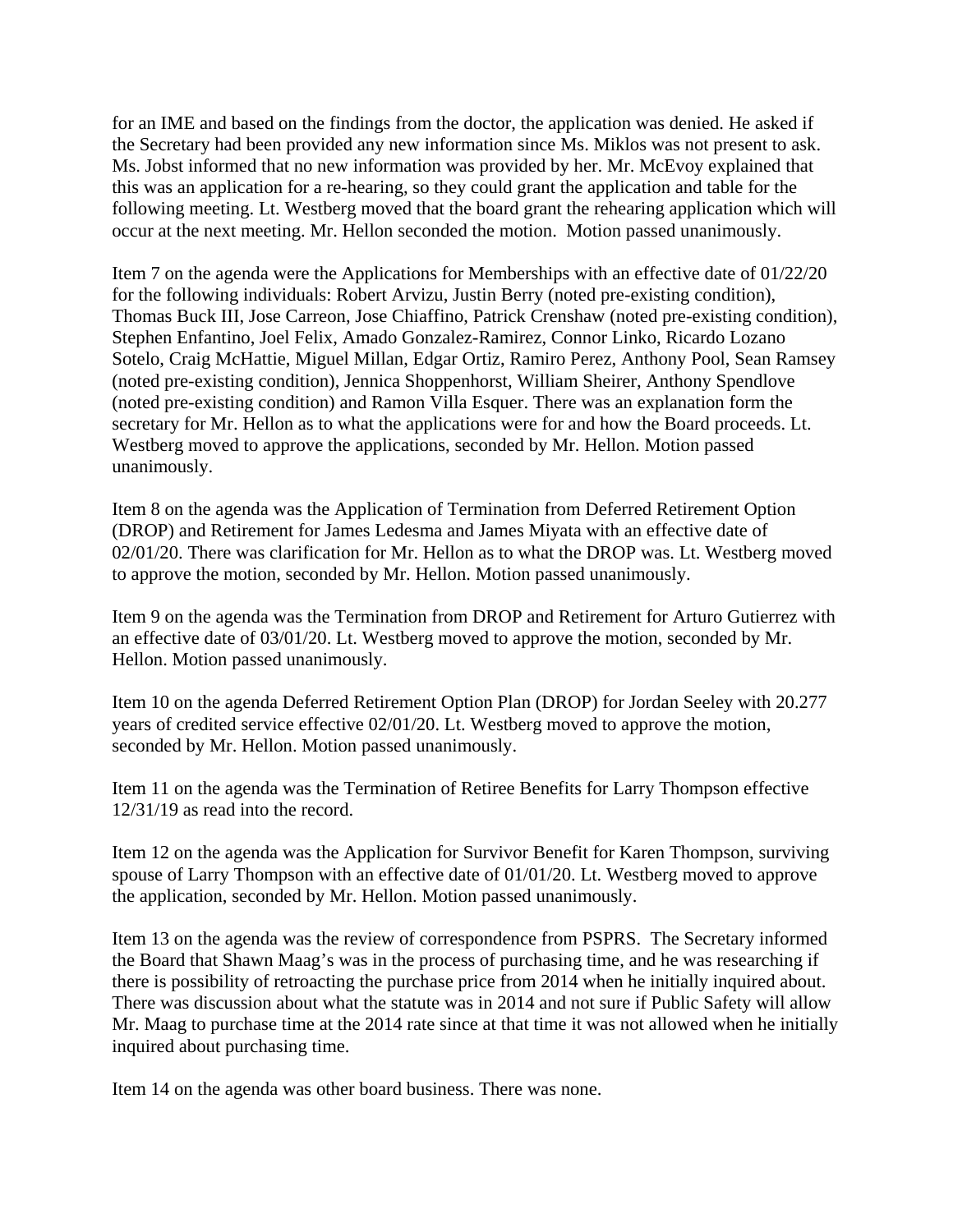for an IME and based on the findings from the doctor, the application was denied. He asked if the Secretary had been provided any new information since Ms. Miklos was not present to ask. Ms. Jobst informed that no new information was provided by her. Mr. McEvoy explained that this was an application for a re-hearing, so they could grant the application and table for the following meeting. Lt. Westberg moved that the board grant the rehearing application which will occur at the next meeting. Mr. Hellon seconded the motion. Motion passed unanimously.

Item 7 on the agenda were the Applications for Memberships with an effective date of 01/22/20 for the following individuals: Robert Arvizu, Justin Berry (noted pre-existing condition), Thomas Buck III, Jose Carreon, Jose Chiaffino, Patrick Crenshaw (noted pre-existing condition), Stephen Enfantino, Joel Felix, Amado Gonzalez-Ramirez, Connor Linko, Ricardo Lozano Sotelo, Craig McHattie, Miguel Millan, Edgar Ortiz, Ramiro Perez, Anthony Pool, Sean Ramsey (noted pre-existing condition), Jennica Shoppenhorst, William Sheirer, Anthony Spendlove (noted pre-existing condition) and Ramon Villa Esquer. There was an explanation form the secretary for Mr. Hellon as to what the applications were for and how the Board proceeds. Lt. Westberg moved to approve the applications, seconded by Mr. Hellon. Motion passed unanimously.

Item 8 on the agenda was the Application of Termination from Deferred Retirement Option (DROP) and Retirement for James Ledesma and James Miyata with an effective date of 02/01/20. There was clarification for Mr. Hellon as to what the DROP was. Lt. Westberg moved to approve the motion, seconded by Mr. Hellon. Motion passed unanimously.

Item 9 on the agenda was the Termination from DROP and Retirement for Arturo Gutierrez with an effective date of 03/01/20. Lt. Westberg moved to approve the motion, seconded by Mr. Hellon. Motion passed unanimously.

Item 10 on the agenda Deferred Retirement Option Plan (DROP) for Jordan Seeley with 20.277 years of credited service effective 02/01/20. Lt. Westberg moved to approve the motion, seconded by Mr. Hellon. Motion passed unanimously.

Item 11 on the agenda was the Termination of Retiree Benefits for Larry Thompson effective 12/31/19 as read into the record.

Item 12 on the agenda was the Application for Survivor Benefit for Karen Thompson, surviving spouse of Larry Thompson with an effective date of 01/01/20. Lt. Westberg moved to approve the application, seconded by Mr. Hellon. Motion passed unanimously.

Item 13 on the agenda was the review of correspondence from PSPRS. The Secretary informed the Board that Shawn Maag's was in the process of purchasing time, and he was researching if there is possibility of retroacting the purchase price from 2014 when he initially inquired about. There was discussion about what the statute was in 2014 and not sure if Public Safety will allow Mr. Maag to purchase time at the 2014 rate since at that time it was not allowed when he initially inquired about purchasing time.

Item 14 on the agenda was other board business. There was none.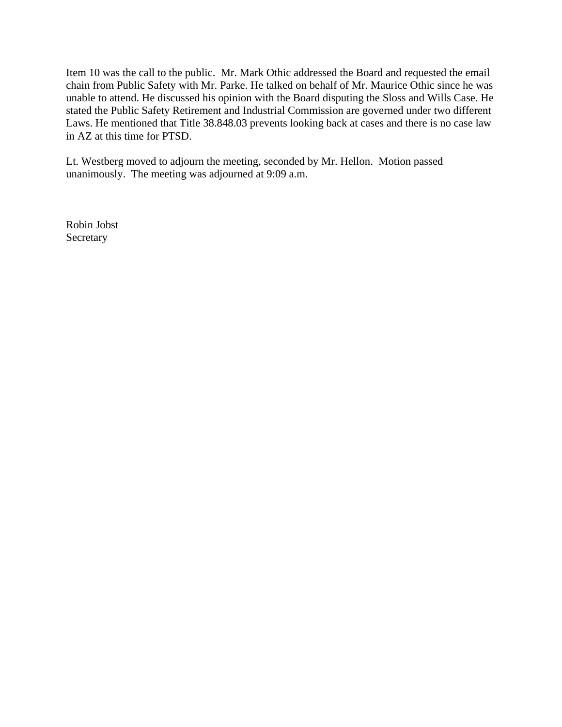Item 10 was the call to the public. Mr. Mark Othic addressed the Board and requested the email chain from Public Safety with Mr. Parke. He talked on behalf of Mr. Maurice Othic since he was unable to attend. He discussed his opinion with the Board disputing the Sloss and Wills Case. He stated the Public Safety Retirement and Industrial Commission are governed under two different Laws. He mentioned that Title 38.848.03 prevents looking back at cases and there is no case law in AZ at this time for PTSD.

Lt. Westberg moved to adjourn the meeting, seconded by Mr. Hellon. Motion passed unanimously. The meeting was adjourned at 9:09 a.m.

Robin Jobst
Secretary